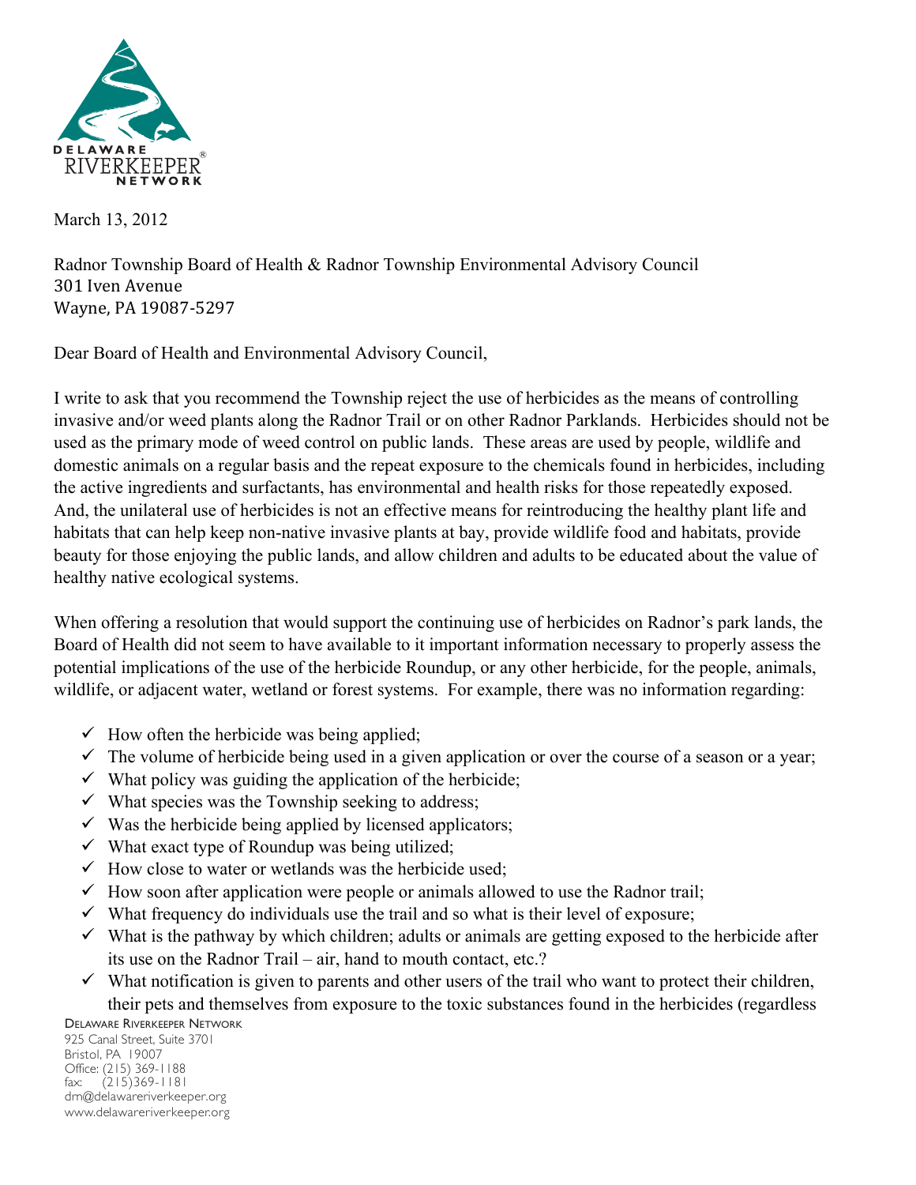March 13, 2012

Radnor Township Board of Health & Radnor Township Environmental Advisory Council
301 Iven Avenue
Wayne, PA 19087-5297

Dear Board of Health and Environmental Advisory Council,

I write to ask that you recommend the Township reject the use of herbicides as the means of controlling invasive and/or weed plants along the Radnor Trail or on other Radnor Parklands. Herbicides should not be used as the primary mode of weed control on public lands. These areas are used by people, wildlife and domestic animals on a regular basis and the repeat exposure to the chemicals found in herbicides, including the active ingredients and surfactants, has environmental and health risks for those repeatedly exposed. And, the unilateral use of herbicides is not an effective means for reintroducing the healthy plant life and habitats that can help keep non-native invasive plants at bay, provide wildlife food and habitats, provide beauty for those enjoying the public lands, and allow children and adults to be educated about the value of healthy native ecological systems.

When offering a resolution that would support the continuing use of herbicides on Radnor's park lands, the Board of Health did not seem to have available to it important information necessary to properly assess the potential implications of the use of the herbicide Roundup, or any other herbicide, for the people, animals, wildlife, or adjacent water, wetland or forest systems. For example, there was no information regarding:

- ✓ How often the herbicide was being applied;
- ✓ The volume of herbicide being used in a given application or over the course of a season or a year;
- ✓ What policy was guiding the application of the herbicide;
- ✓ What species was the Township seeking to address;
- ✓ Was the herbicide being applied by licensed applicators;
- ✓ What exact type of Roundup was being utilized;
- ✓ How close to water or wetlands was the herbicide used;
- ✓ How soon after application were people or animals allowed to use the Radnor trail;
- ✓ What frequency do individuals use the trail and so what is their level of exposure;
- ✓ What is the pathway by which children; adults or animals are getting exposed to the herbicide after its use on the Radnor Trail – air, hand to mouth contact, etc.?
- ✓ What notification is given to parents and other users of the trail who want to protect their children, their pets and themselves from exposure to the toxic substances found in the herbicides (regardless

Delaware Riverkeeper Network
925 Canal Street, Suite 3701
Bristol, PA 19007
Office: (215) 369-1188
fax: (215)369-1181
drn@delawareriverkeeper.org
www.delawareriverkeeper.org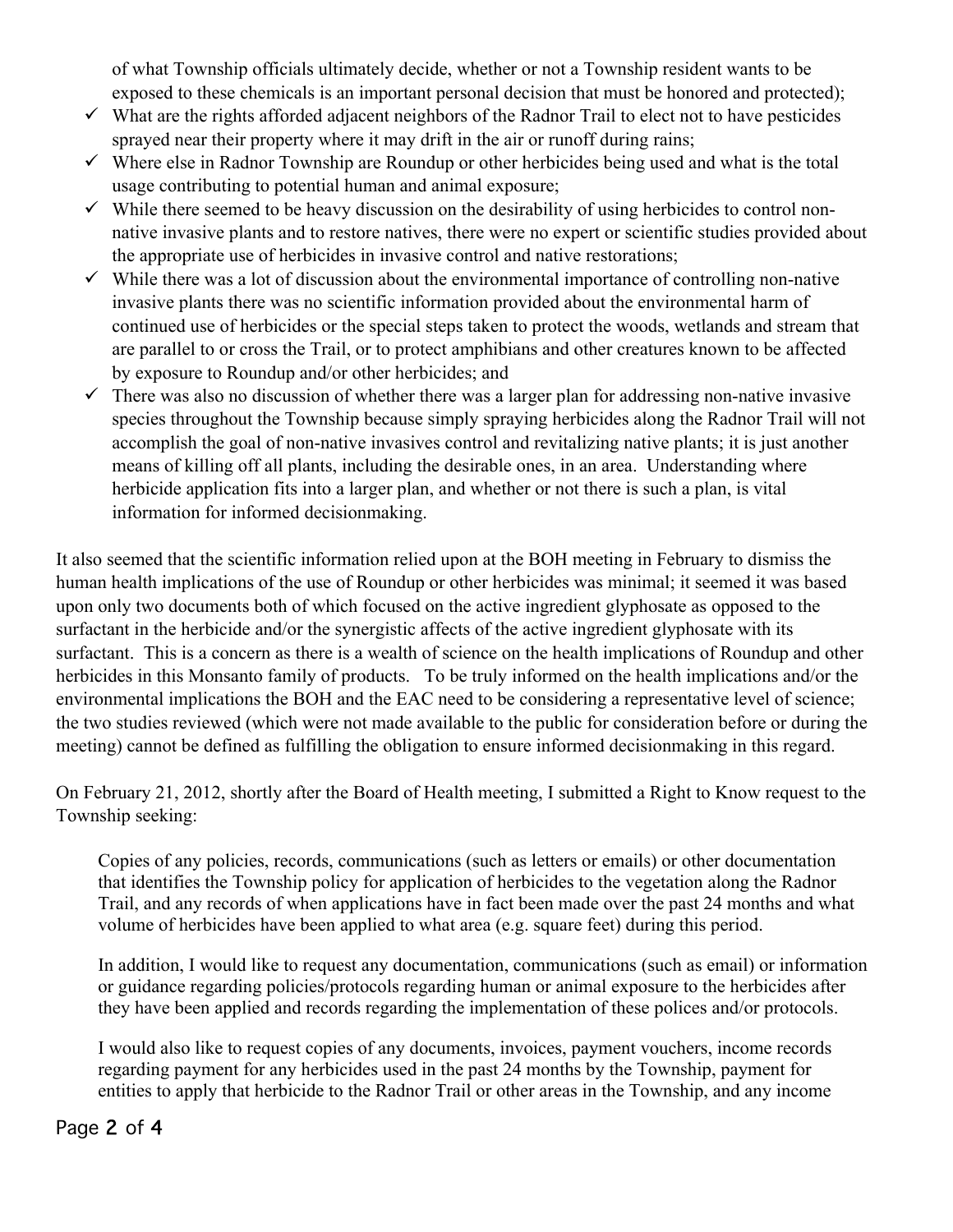of what Township officials ultimately decide, whether or not a Township resident wants to be exposed to these chemicals is an important personal decision that must be honored and protected);

- ✓ What are the rights afforded adjacent neighbors of the Radnor Trail to elect not to have pesticides sprayed near their property where it may drift in the air or runoff during rains;
- ✓ Where else in Radnor Township are Roundup or other herbicides being used and what is the total usage contributing to potential human and animal exposure;
- ✓ While there seemed to be heavy discussion on the desirability of using herbicides to control non-native invasive plants and to restore natives, there were no expert or scientific studies provided about the appropriate use of herbicides in invasive control and native restorations;
- ✓ While there was a lot of discussion about the environmental importance of controlling non-native invasive plants there was no scientific information provided about the environmental harm of continued use of herbicides or the special steps taken to protect the woods, wetlands and stream that are parallel to or cross the Trail, or to protect amphibians and other creatures known to be affected by exposure to Roundup and/or other herbicides; and
- ✓ There was also no discussion of whether there was a larger plan for addressing non-native invasive species throughout the Township because simply spraying herbicides along the Radnor Trail will not accomplish the goal of non-native invasives control and revitalizing native plants; it is just another means of killing off all plants, including the desirable ones, in an area. Understanding where herbicide application fits into a larger plan, and whether or not there is such a plan, is vital information for informed decisionmaking.

It also seemed that the scientific information relied upon at the BOH meeting in February to dismiss the human health implications of the use of Roundup or other herbicides was minimal; it seemed it was based upon only two documents both of which focused on the active ingredient glyphosate as opposed to the surfactant in the herbicide and/or the synergistic affects of the active ingredient glyphosate with its surfactant. This is a concern as there is a wealth of science on the health implications of Roundup and other herbicides in this Monsanto family of products. To be truly informed on the health implications and/or the environmental implications the BOH and the EAC need to be considering a representative level of science; the two studies reviewed (which were not made available to the public for consideration before or during the meeting) cannot be defined as fulfilling the obligation to ensure informed decisionmaking in this regard.

On February 21, 2012, shortly after the Board of Health meeting, I submitted a Right to Know request to the Township seeking:

> Copies of any policies, records, communications (such as letters or emails) or other documentation that identifies the Township policy for application of herbicides to the vegetation along the Radnor Trail, and any records of when applications have in fact been made over the past 24 months and what volume of herbicides have been applied to what area (e.g. square feet) during this period.
>
> In addition, I would like to request any documentation, communications (such as email) or information or guidance regarding policies/protocols regarding human or animal exposure to the herbicides after they have been applied and records regarding the implementation of these polices and/or protocols.
>
> I would also like to request copies of any documents, invoices, payment vouchers, income records regarding payment for any herbicides used in the past 24 months by the Township, payment for entities to apply that herbicide to the Radnor Trail or other areas in the Township, and any income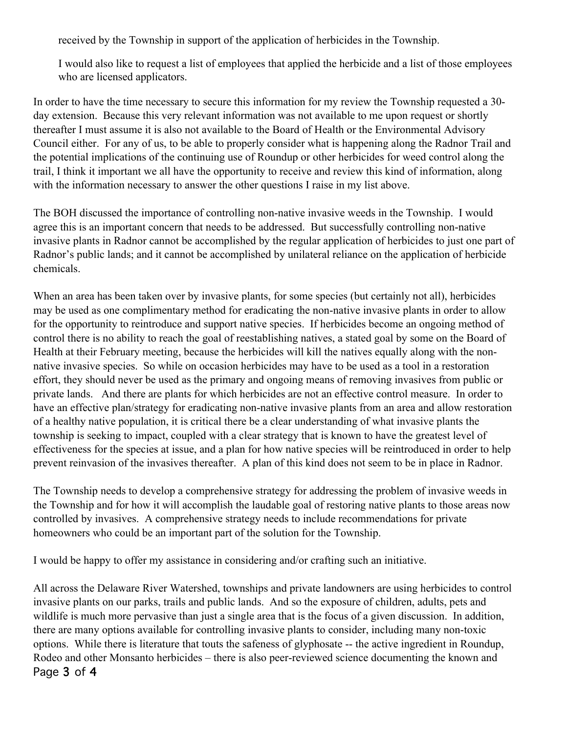received by the Township in support of the application of herbicides in the Township.

I would also like to request a list of employees that applied the herbicide and a list of those employees who are licensed applicators.

In order to have the time necessary to secure this information for my review the Township requested a 30-day extension. Because this very relevant information was not available to me upon request or shortly thereafter I must assume it is also not available to the Board of Health or the Environmental Advisory Council either. For any of us, to be able to properly consider what is happening along the Radnor Trail and the potential implications of the continuing use of Roundup or other herbicides for weed control along the trail, I think it important we all have the opportunity to receive and review this kind of information, along with the information necessary to answer the other questions I raise in my list above.

The BOH discussed the importance of controlling non-native invasive weeds in the Township. I would agree this is an important concern that needs to be addressed. But successfully controlling non-native invasive plants in Radnor cannot be accomplished by the regular application of herbicides to just one part of Radnor's public lands; and it cannot be accomplished by unilateral reliance on the application of herbicide chemicals.

When an area has been taken over by invasive plants, for some species (but certainly not all), herbicides may be used as one complimentary method for eradicating the non-native invasive plants in order to allow for the opportunity to reintroduce and support native species. If herbicides become an ongoing method of control there is no ability to reach the goal of reestablishing natives, a stated goal by some on the Board of Health at their February meeting, because the herbicides will kill the natives equally along with the non-native invasive species. So while on occasion herbicides may have to be used as a tool in a restoration effort, they should never be used as the primary and ongoing means of removing invasives from public or private lands. And there are plants for which herbicides are not an effective control measure. In order to have an effective plan/strategy for eradicating non-native invasive plants from an area and allow restoration of a healthy native population, it is critical there be a clear understanding of what invasive plants the township is seeking to impact, coupled with a clear strategy that is known to have the greatest level of effectiveness for the species at issue, and a plan for how native species will be reintroduced in order to help prevent reinvasion of the invasives thereafter. A plan of this kind does not seem to be in place in Radnor.

The Township needs to develop a comprehensive strategy for addressing the problem of invasive weeds in the Township and for how it will accomplish the laudable goal of restoring native plants to those areas now controlled by invasives. A comprehensive strategy needs to include recommendations for private homeowners who could be an important part of the solution for the Township.

I would be happy to offer my assistance in considering and/or crafting such an initiative.

All across the Delaware River Watershed, townships and private landowners are using herbicides to control invasive plants on our parks, trails and public lands. And so the exposure of children, adults, pets and wildlife is much more pervasive than just a single area that is the focus of a given discussion. In addition, there are many options available for controlling invasive plants to consider, including many non-toxic options. While there is literature that touts the safeness of glyphosate -- the active ingredient in Roundup, Rodeo and other Monsanto herbicides – there is also peer-reviewed science documenting the known and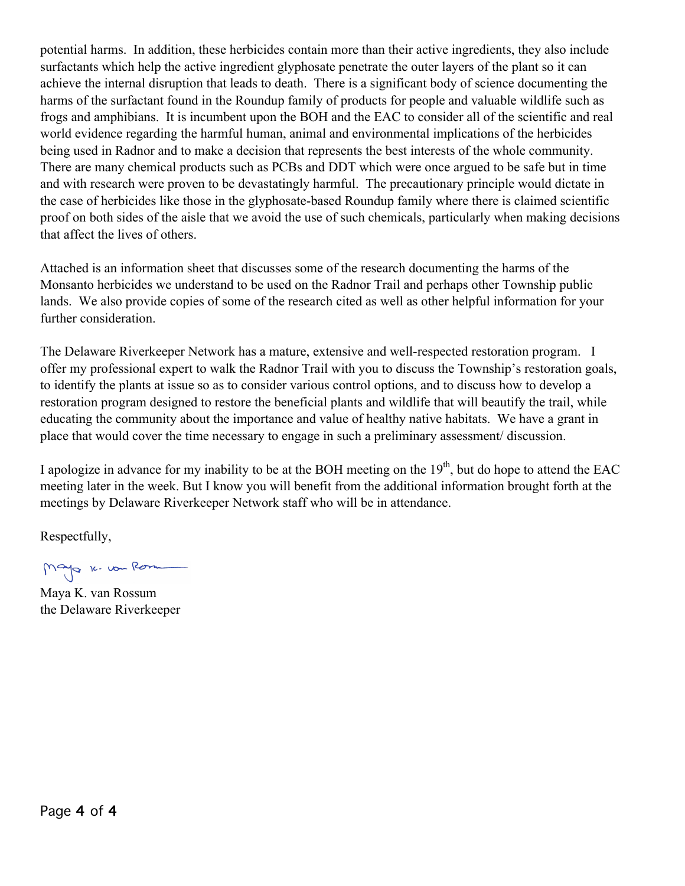potential harms. In addition, these herbicides contain more than their active ingredients, they also include surfactants which help the active ingredient glyphosate penetrate the outer layers of the plant so it can achieve the internal disruption that leads to death. There is a significant body of science documenting the harms of the surfactant found in the Roundup family of products for people and valuable wildlife such as frogs and amphibians. It is incumbent upon the BOH and the EAC to consider all of the scientific and real world evidence regarding the harmful human, animal and environmental implications of the herbicides being used in Radnor and to make a decision that represents the best interests of the whole community. There are many chemical products such as PCBs and DDT which were once argued to be safe but in time and with research were proven to be devastatingly harmful. The precautionary principle would dictate in the case of herbicides like those in the glyphosate-based Roundup family where there is claimed scientific proof on both sides of the aisle that we avoid the use of such chemicals, particularly when making decisions that affect the lives of others.

Attached is an information sheet that discusses some of the research documenting the harms of the Monsanto herbicides we understand to be used on the Radnor Trail and perhaps other Township public lands. We also provide copies of some of the research cited as well as other helpful information for your further consideration.

The Delaware Riverkeeper Network has a mature, extensive and well-respected restoration program. I offer my professional expert to walk the Radnor Trail with you to discuss the Township's restoration goals, to identify the plants at issue so as to consider various control options, and to discuss how to develop a restoration program designed to restore the beneficial plants and wildlife that will beautify the trail, while educating the community about the importance and value of healthy native habitats. We have a grant in place that would cover the time necessary to engage in such a preliminary assessment/ discussion.

I apologize in advance for my inability to be at the BOH meeting on the 19th, but do hope to attend the EAC meeting later in the week. But I know you will benefit from the additional information brought forth at the meetings by Delaware Riverkeeper Network staff who will be in attendance.

Respectfully,

Maya K. van Rossum
the Delaware Riverkeeper